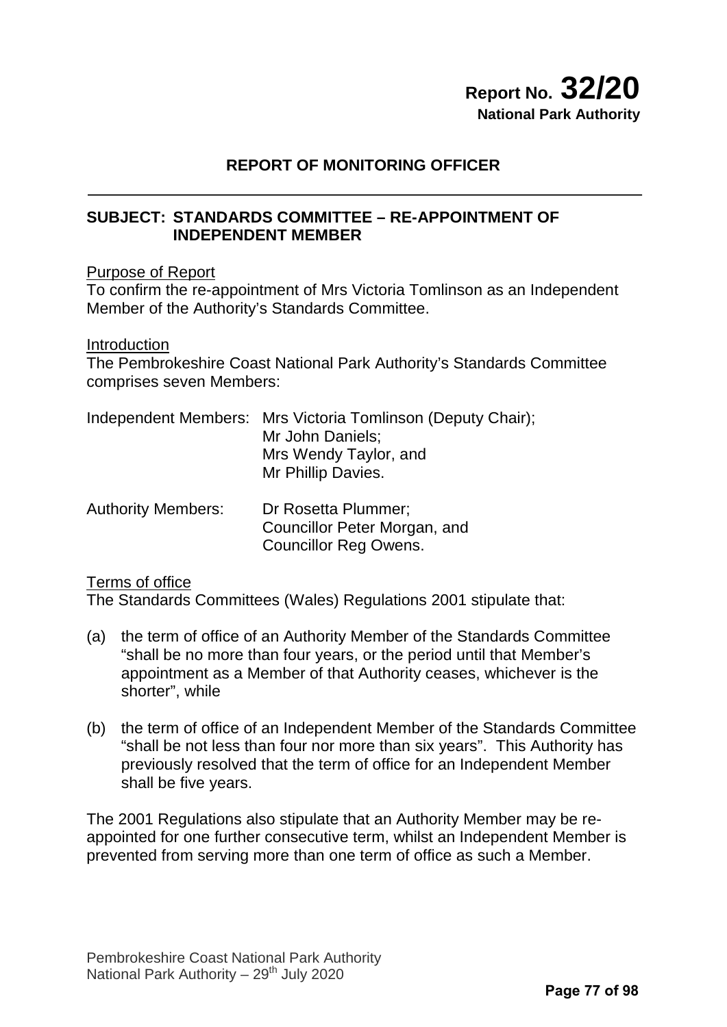**Report No. 32/20**
**National Park Authority**

## REPORT OF MONITORING OFFICER

### SUBJECT: STANDARDS COMMITTEE – RE-APPOINTMENT OF INDEPENDENT MEMBER

Purpose of Report
To confirm the re-appointment of Mrs Victoria Tomlinson as an Independent Member of the Authority's Standards Committee.

Introduction
The Pembrokeshire Coast National Park Authority's Standards Committee comprises seven Members:

| | |
|---|---|
| Independent Members: | Mrs Victoria Tomlinson (Deputy Chair); Mr John Daniels; Mrs Wendy Taylor, and Mr Phillip Davies. |
| Authority Members: | Dr Rosetta Plummer; Councillor Peter Morgan, and Councillor Reg Owens. |

Terms of office
The Standards Committees (Wales) Regulations 2001 stipulate that:

(a) the term of office of an Authority Member of the Standards Committee "shall be no more than four years, or the period until that Member's appointment as a Member of that Authority ceases, whichever is the shorter", while

(b) the term of office of an Independent Member of the Standards Committee "shall be not less than four nor more than six years". This Authority has previously resolved that the term of office for an Independent Member shall be five years.

The 2001 Regulations also stipulate that an Authority Member may be re-appointed for one further consecutive term, whilst an Independent Member is prevented from serving more than one term of office as such a Member.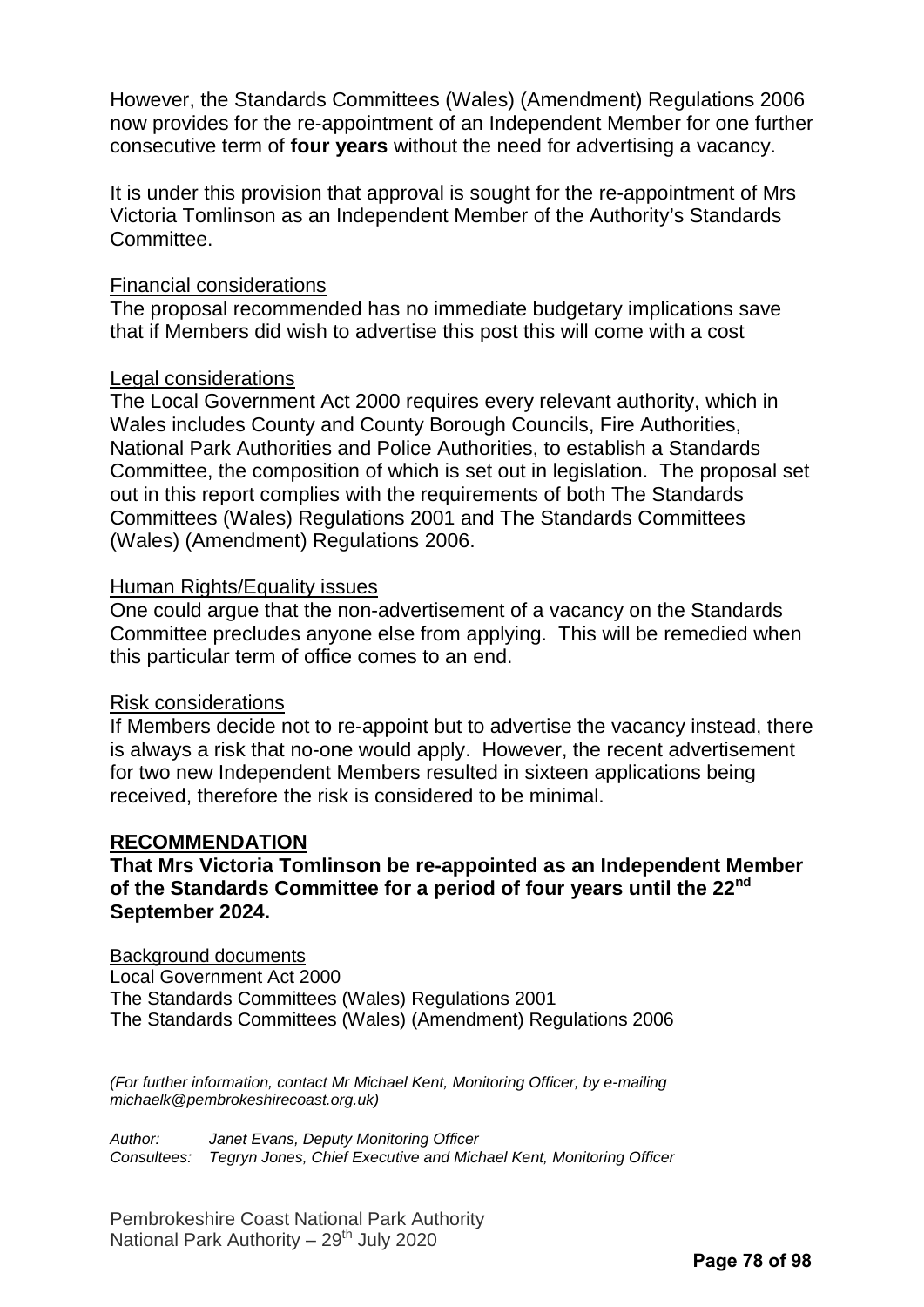However, the Standards Committees (Wales) (Amendment) Regulations 2006 now provides for the re-appointment of an Independent Member for one further consecutive term of **four years** without the need for advertising a vacancy.

It is under this provision that approval is sought for the re-appointment of Mrs Victoria Tomlinson as an Independent Member of the Authority's Standards Committee.

<u>Financial considerations</u>
The proposal recommended has no immediate budgetary implications save that if Members did wish to advertise this post this will come with a cost

<u>Legal considerations</u>
The Local Government Act 2000 requires every relevant authority, which in Wales includes County and County Borough Councils, Fire Authorities, National Park Authorities and Police Authorities, to establish a Standards Committee, the composition of which is set out in legislation. The proposal set out in this report complies with the requirements of both The Standards Committees (Wales) Regulations 2001 and The Standards Committees (Wales) (Amendment) Regulations 2006.

<u>Human Rights/Equality issues</u>
One could argue that the non-advertisement of a vacancy on the Standards Committee precludes anyone else from applying. This will be remedied when this particular term of office comes to an end.

<u>Risk considerations</u>
If Members decide not to re-appoint but to advertise the vacancy instead, there is always a risk that no-one would apply. However, the recent advertisement for two new Independent Members resulted in sixteen applications being received, therefore the risk is considered to be minimal.

## <u>RECOMMENDATION</u>

**That Mrs Victoria Tomlinson be re-appointed as an Independent Member of the Standards Committee for a period of four years until the 22nd September 2024.**

<u>Background documents</u>
Local Government Act 2000
The Standards Committees (Wales) Regulations 2001
The Standards Committees (Wales) (Amendment) Regulations 2006

*(For further information, contact Mr Michael Kent, Monitoring Officer, by e-mailing michaelk@pembrokeshirecoast.org.uk)*

*Author: Janet Evans, Deputy Monitoring Officer*
*Consultees: Tegryn Jones, Chief Executive and Michael Kent, Monitoring Officer*

Pembrokeshire Coast National Park Authority
National Park Authority – 29th July 2020